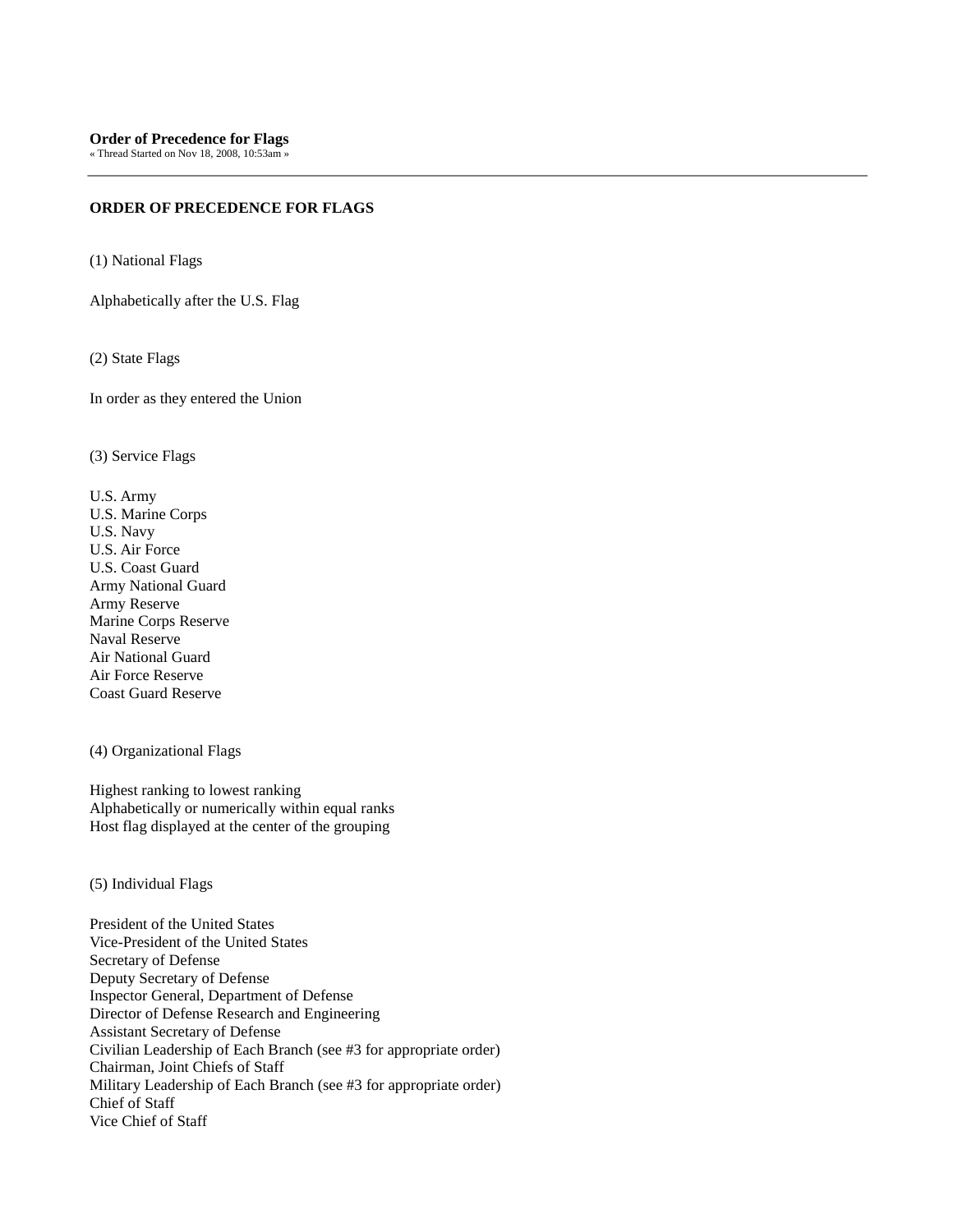**Order of Precedence for Flags**
« Thread Started on Nov 18, 2008, 10:53am »

---

**ORDER OF PRECEDENCE FOR FLAGS**

(1) National Flags

Alphabetically after the U.S. Flag

(2) State Flags

In order as they entered the Union

(3) Service Flags

U.S. Army
U.S. Marine Corps
U.S. Navy
U.S. Air Force
U.S. Coast Guard
Army National Guard
Army Reserve
Marine Corps Reserve
Naval Reserve
Air National Guard
Air Force Reserve
Coast Guard Reserve

(4) Organizational Flags

Highest ranking to lowest ranking
Alphabetically or numerically within equal ranks
Host flag displayed at the center of the grouping

(5) Individual Flags

President of the United States
Vice-President of the United States
Secretary of Defense
Deputy Secretary of Defense
Inspector General, Department of Defense
Director of Defense Research and Engineering
Assistant Secretary of Defense
Civilian Leadership of Each Branch (see #3 for appropriate order)
Chairman, Joint Chiefs of Staff
Military Leadership of Each Branch (see #3 for appropriate order)
Chief of Staff
Vice Chief of Staff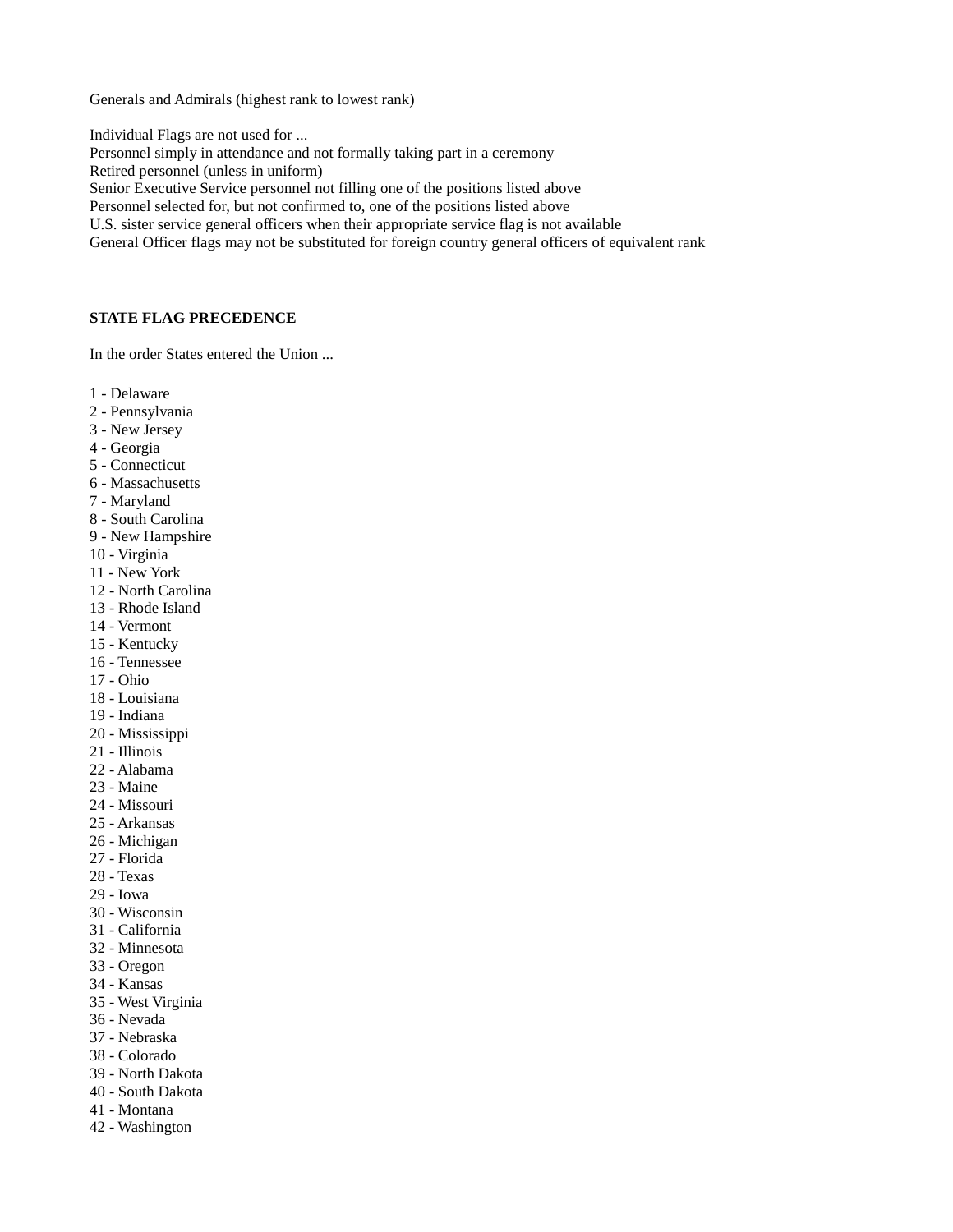Generals and Admirals (highest rank to lowest rank)

Individual Flags are not used for ...
Personnel simply in attendance and not formally taking part in a ceremony
Retired personnel (unless in uniform)
Senior Executive Service personnel not filling one of the positions listed above
Personnel selected for, but not confirmed to, one of the positions listed above
U.S. sister service general officers when their appropriate service flag is not available
General Officer flags may not be substituted for foreign country general officers of equivalent rank

**STATE FLAG PRECEDENCE**

In the order States entered the Union ...

1 - Delaware
2 - Pennsylvania
3 - New Jersey
4 - Georgia
5 - Connecticut
6 - Massachusetts
7 - Maryland
8 - South Carolina
9 - New Hampshire
10 - Virginia
11 - New York
12 - North Carolina
13 - Rhode Island
14 - Vermont
15 - Kentucky
16 - Tennessee
17 - Ohio
18 - Louisiana
19 - Indiana
20 - Mississippi
21 - Illinois
22 - Alabama
23 - Maine
24 - Missouri
25 - Arkansas
26 - Michigan
27 - Florida
28 - Texas
29 - Iowa
30 - Wisconsin
31 - California
32 - Minnesota
33 - Oregon
34 - Kansas
35 - West Virginia
36 - Nevada
37 - Nebraska
38 - Colorado
39 - North Dakota
40 - South Dakota
41 - Montana
42 - Washington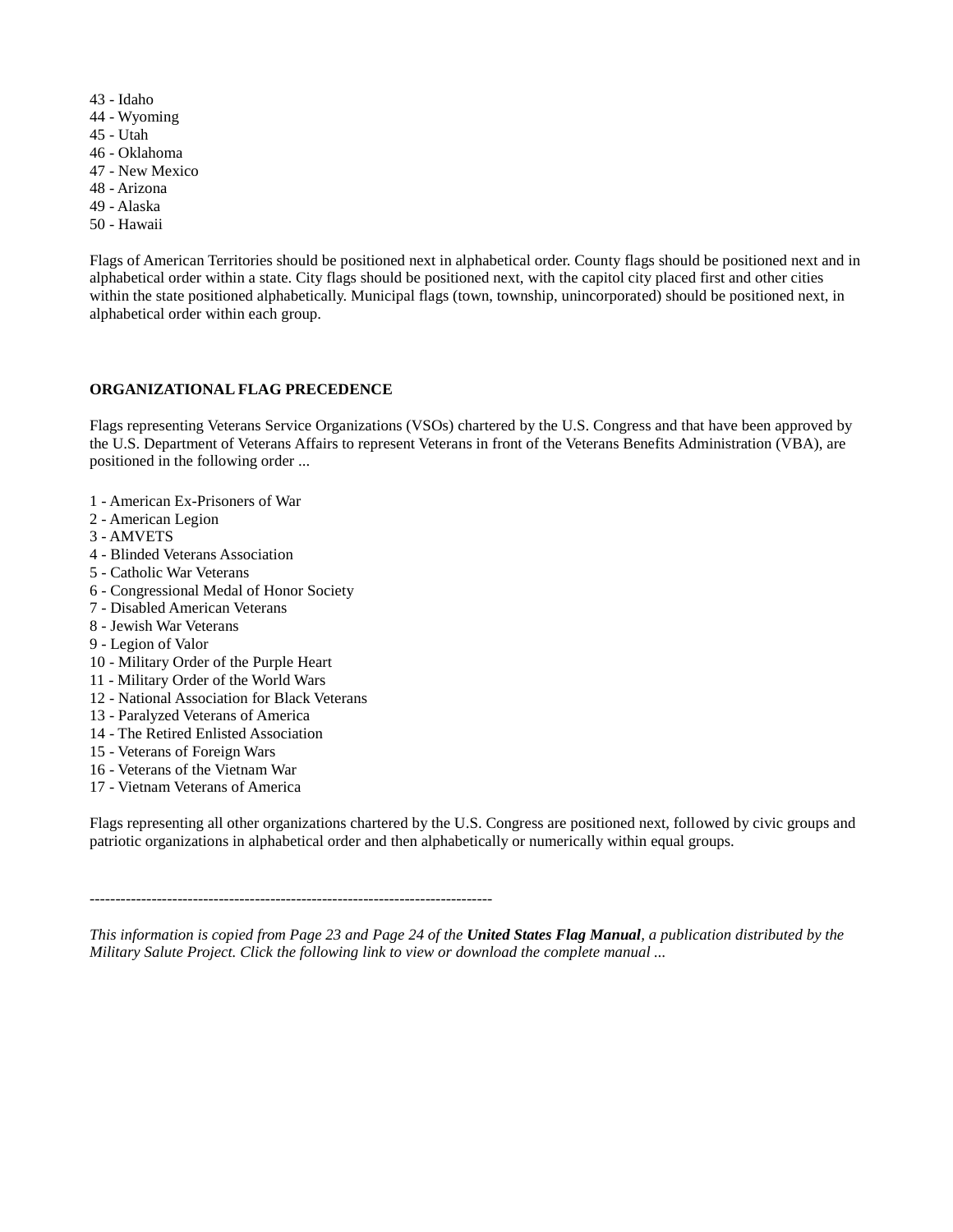43 - Idaho
44 - Wyoming
45 - Utah
46 - Oklahoma
47 - New Mexico
48 - Arizona
49 - Alaska
50 - Hawaii

Flags of American Territories should be positioned next in alphabetical order. County flags should be positioned next and in alphabetical order within a state. City flags should be positioned next, with the capitol city placed first and other cities within the state positioned alphabetically. Municipal flags (town, township, unincorporated) should be positioned next, in alphabetical order within each group.

**ORGANIZATIONAL FLAG PRECEDENCE**

Flags representing Veterans Service Organizations (VSOs) chartered by the U.S. Congress and that have been approved by the U.S. Department of Veterans Affairs to represent Veterans in front of the Veterans Benefits Administration (VBA), are positioned in the following order ...

1 - American Ex-Prisoners of War
2 - American Legion
3 - AMVETS
4 - Blinded Veterans Association
5 - Catholic War Veterans
6 - Congressional Medal of Honor Society
7 - Disabled American Veterans
8 - Jewish War Veterans
9 - Legion of Valor
10 - Military Order of the Purple Heart
11 - Military Order of the World Wars
12 - National Association for Black Veterans
13 - Paralyzed Veterans of America
14 - The Retired Enlisted Association
15 - Veterans of Foreign Wars
16 - Veterans of the Vietnam War
17 - Vietnam Veterans of America

Flags representing all other organizations chartered by the U.S. Congress are positioned next, followed by civic groups and patriotic organizations in alphabetical order and then alphabetically or numerically within equal groups.

--------------------------------------------------------------------------------

*This information is copied from Page 23 and Page 24 of the **United States Flag Manual**, a publication distributed by the Military Salute Project. Click the following link to view or download the complete manual ...*